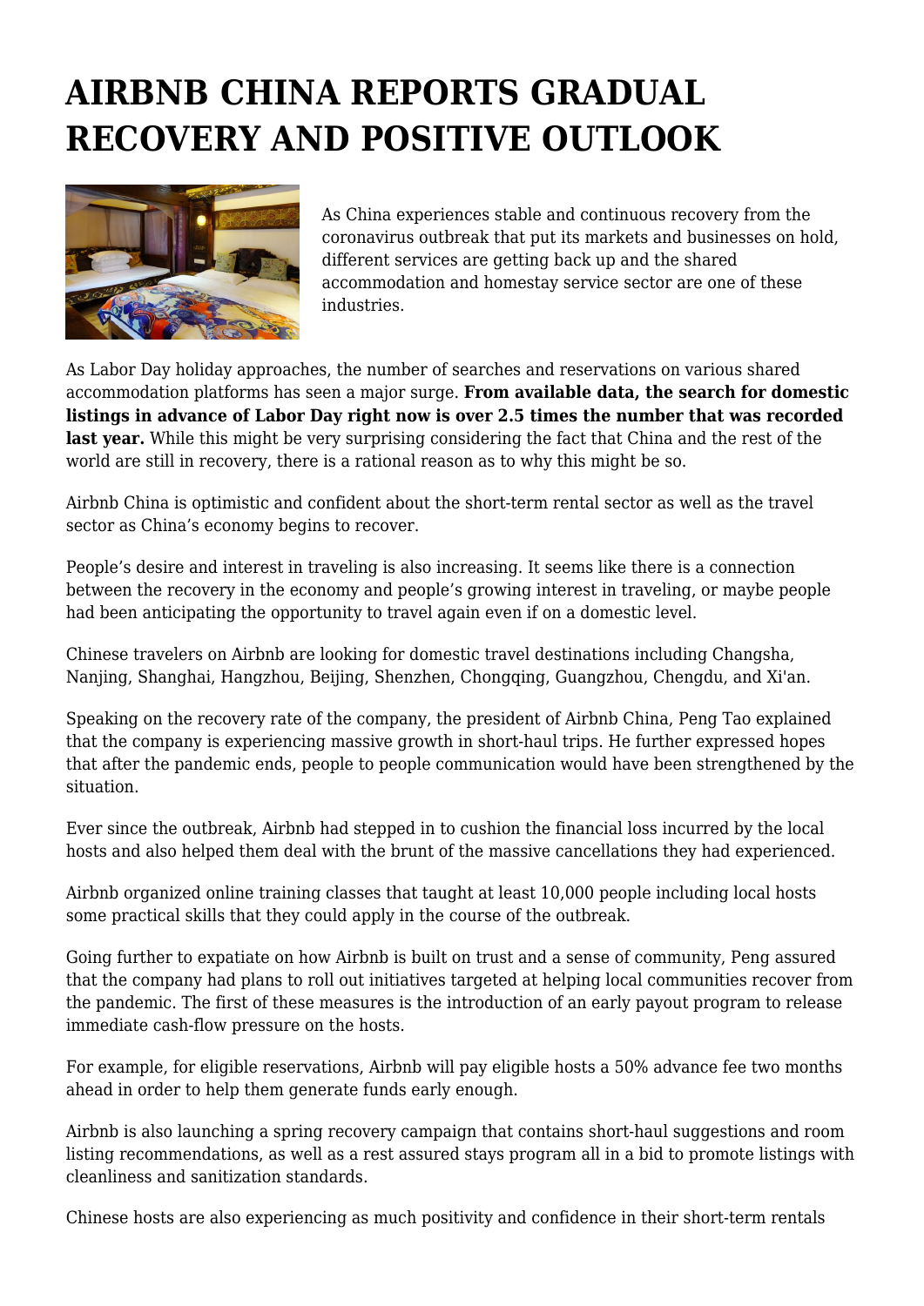# AIRBNB CHINA REPORTS GRADUAL RECOVERY AND POSITIVE OUTLOOK

As China experiences stable and continuous recovery from the coronavirus outbreak that put its markets and businesses on hold, different services are getting back up and the shared accommodation and homestay service sector are one of these industries.

As Labor Day holiday approaches, the number of searches and reservations on various shared accommodation platforms has seen a major surge. **From available data, the search for domestic listings in advance of Labor Day right now is over 2.5 times the number that was recorded last year.** While this might be very surprising considering the fact that China and the rest of the world are still in recovery, there is a rational reason as to why this might be so.

Airbnb China is optimistic and confident about the short-term rental sector as well as the travel sector as China's economy begins to recover.

People's desire and interest in traveling is also increasing. It seems like there is a connection between the recovery in the economy and people's growing interest in traveling, or maybe people had been anticipating the opportunity to travel again even if on a domestic level.

Chinese travelers on Airbnb are looking for domestic travel destinations including Changsha, Nanjing, Shanghai, Hangzhou, Beijing, Shenzhen, Chongqing, Guangzhou, Chengdu, and Xi'an.

Speaking on the recovery rate of the company, the president of Airbnb China, Peng Tao explained that the company is experiencing massive growth in short-haul trips. He further expressed hopes that after the pandemic ends, people to people communication would have been strengthened by the situation.

Ever since the outbreak, Airbnb had stepped in to cushion the financial loss incurred by the local hosts and also helped them deal with the brunt of the massive cancellations they had experienced.

Airbnb organized online training classes that taught at least 10,000 people including local hosts some practical skills that they could apply in the course of the outbreak.

Going further to expatiate on how Airbnb is built on trust and a sense of community, Peng assured that the company had plans to roll out initiatives targeted at helping local communities recover from the pandemic. The first of these measures is the introduction of an early payout program to release immediate cash-flow pressure on the hosts.

For example, for eligible reservations, Airbnb will pay eligible hosts a 50% advance fee two months ahead in order to help them generate funds early enough.

Airbnb is also launching a spring recovery campaign that contains short-haul suggestions and room listing recommendations, as well as a rest assured stays program all in a bid to promote listings with cleanliness and sanitization standards.

Chinese hosts are also experiencing as much positivity and confidence in their short-term rentals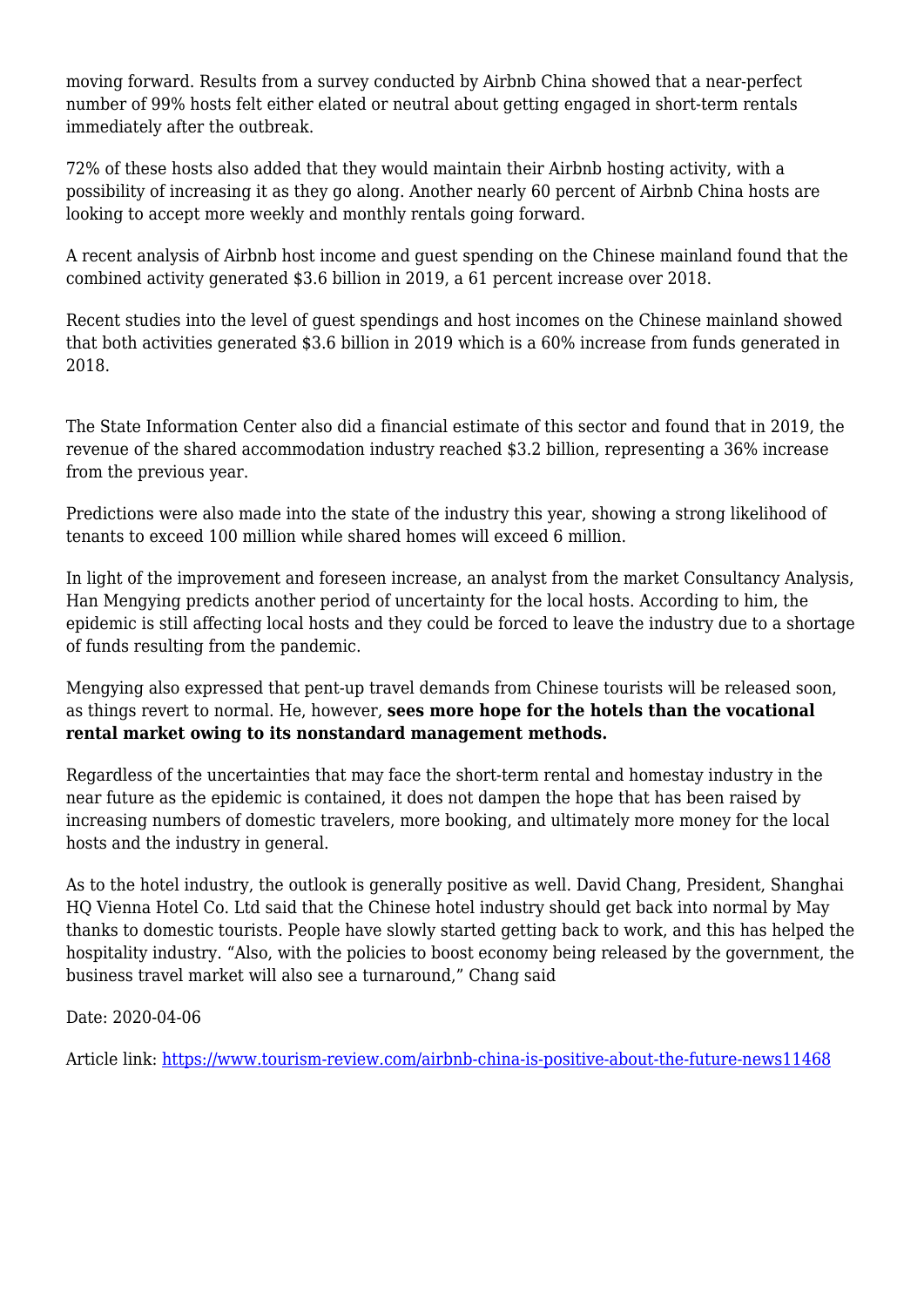moving forward. Results from a survey conducted by Airbnb China showed that a near-perfect number of 99% hosts felt either elated or neutral about getting engaged in short-term rentals immediately after the outbreak.

72% of these hosts also added that they would maintain their Airbnb hosting activity, with a possibility of increasing it as they go along. Another nearly 60 percent of Airbnb China hosts are looking to accept more weekly and monthly rentals going forward.

A recent analysis of Airbnb host income and guest spending on the Chinese mainland found that the combined activity generated $3.6 billion in 2019, a 61 percent increase over 2018.

Recent studies into the level of guest spendings and host incomes on the Chinese mainland showed that both activities generated $3.6 billion in 2019 which is a 60% increase from funds generated in 2018.

The State Information Center also did a financial estimate of this sector and found that in 2019, the revenue of the shared accommodation industry reached $3.2 billion, representing a 36% increase from the previous year.

Predictions were also made into the state of the industry this year, showing a strong likelihood of tenants to exceed 100 million while shared homes will exceed 6 million.

In light of the improvement and foreseen increase, an analyst from the market Consultancy Analysis, Han Mengying predicts another period of uncertainty for the local hosts. According to him, the epidemic is still affecting local hosts and they could be forced to leave the industry due to a shortage of funds resulting from the pandemic.

Mengying also expressed that pent-up travel demands from Chinese tourists will be released soon, as things revert to normal. He, however, **sees more hope for the hotels than the vocational rental market owing to its nonstandard management methods.**

Regardless of the uncertainties that may face the short-term rental and homestay industry in the near future as the epidemic is contained, it does not dampen the hope that has been raised by increasing numbers of domestic travelers, more booking, and ultimately more money for the local hosts and the industry in general.

As to the hotel industry, the outlook is generally positive as well. David Chang, President, Shanghai HQ Vienna Hotel Co. Ltd said that the Chinese hotel industry should get back into normal by May thanks to domestic tourists. People have slowly started getting back to work, and this has helped the hospitality industry. "Also, with the policies to boost economy being released by the government, the business travel market will also see a turnaround," Chang said

Date: 2020-04-06

Article link: https://www.tourism-review.com/airbnb-china-is-positive-about-the-future-news11468